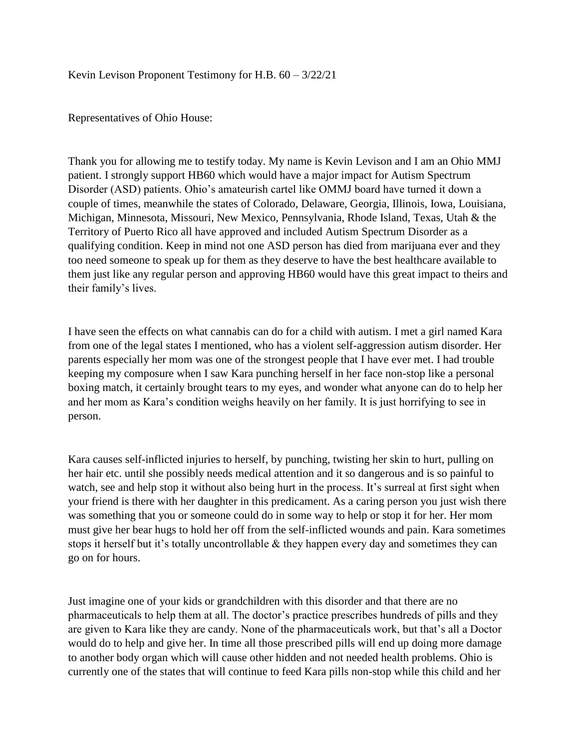Kevin Levison Proponent Testimony for H.B. 60 – 3/22/21

Representatives of Ohio House:

Thank you for allowing me to testify today. My name is Kevin Levison and I am an Ohio MMJ patient. I strongly support HB60 which would have a major impact for Autism Spectrum Disorder (ASD) patients. Ohio's amateurish cartel like OMMJ board have turned it down a couple of times, meanwhile the states of Colorado, Delaware, Georgia, Illinois, Iowa, Louisiana, Michigan, Minnesota, Missouri, New Mexico, Pennsylvania, Rhode Island, Texas, Utah & the Territory of Puerto Rico all have approved and included Autism Spectrum Disorder as a qualifying condition. Keep in mind not one ASD person has died from marijuana ever and they too need someone to speak up for them as they deserve to have the best healthcare available to them just like any regular person and approving HB60 would have this great impact to theirs and their family's lives.

I have seen the effects on what cannabis can do for a child with autism. I met a girl named Kara from one of the legal states I mentioned, who has a violent self-aggression autism disorder. Her parents especially her mom was one of the strongest people that I have ever met. I had trouble keeping my composure when I saw Kara punching herself in her face non-stop like a personal boxing match, it certainly brought tears to my eyes, and wonder what anyone can do to help her and her mom as Kara's condition weighs heavily on her family. It is just horrifying to see in person.

Kara causes self-inflicted injuries to herself, by punching, twisting her skin to hurt, pulling on her hair etc. until she possibly needs medical attention and it so dangerous and is so painful to watch, see and help stop it without also being hurt in the process. It's surreal at first sight when your friend is there with her daughter in this predicament. As a caring person you just wish there was something that you or someone could do in some way to help or stop it for her. Her mom must give her bear hugs to hold her off from the self-inflicted wounds and pain. Kara sometimes stops it herself but it's totally uncontrollable & they happen every day and sometimes they can go on for hours.

Just imagine one of your kids or grandchildren with this disorder and that there are no pharmaceuticals to help them at all. The doctor's practice prescribes hundreds of pills and they are given to Kara like they are candy. None of the pharmaceuticals work, but that's all a Doctor would do to help and give her. In time all those prescribed pills will end up doing more damage to another body organ which will cause other hidden and not needed health problems. Ohio is currently one of the states that will continue to feed Kara pills non-stop while this child and her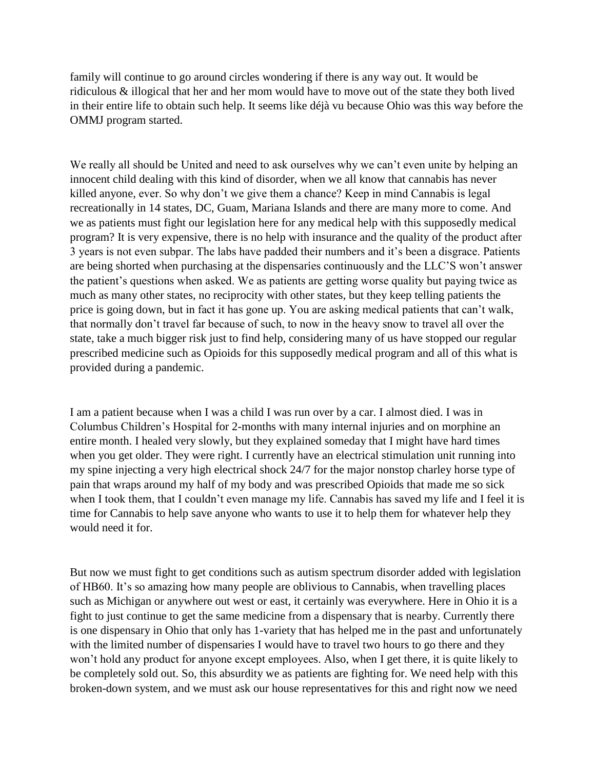family will continue to go around circles wondering if there is any way out. It would be ridiculous & illogical that her and her mom would have to move out of the state they both lived in their entire life to obtain such help. It seems like déjà vu because Ohio was this way before the OMMJ program started.

We really all should be United and need to ask ourselves why we can't even unite by helping an innocent child dealing with this kind of disorder, when we all know that cannabis has never killed anyone, ever. So why don't we give them a chance? Keep in mind Cannabis is legal recreationally in 14 states, DC, Guam, Mariana Islands and there are many more to come. And we as patients must fight our legislation here for any medical help with this supposedly medical program? It is very expensive, there is no help with insurance and the quality of the product after 3 years is not even subpar. The labs have padded their numbers and it's been a disgrace. Patients are being shorted when purchasing at the dispensaries continuously and the LLC'S won't answer the patient's questions when asked. We as patients are getting worse quality but paying twice as much as many other states, no reciprocity with other states, but they keep telling patients the price is going down, but in fact it has gone up. You are asking medical patients that can't walk, that normally don't travel far because of such, to now in the heavy snow to travel all over the state, take a much bigger risk just to find help, considering many of us have stopped our regular prescribed medicine such as Opioids for this supposedly medical program and all of this what is provided during a pandemic.

I am a patient because when I was a child I was run over by a car. I almost died. I was in Columbus Children's Hospital for 2-months with many internal injuries and on morphine an entire month. I healed very slowly, but they explained someday that I might have hard times when you get older. They were right. I currently have an electrical stimulation unit running into my spine injecting a very high electrical shock 24/7 for the major nonstop charley horse type of pain that wraps around my half of my body and was prescribed Opioids that made me so sick when I took them, that I couldn't even manage my life. Cannabis has saved my life and I feel it is time for Cannabis to help save anyone who wants to use it to help them for whatever help they would need it for.

But now we must fight to get conditions such as autism spectrum disorder added with legislation of HB60. It's so amazing how many people are oblivious to Cannabis, when travelling places such as Michigan or anywhere out west or east, it certainly was everywhere. Here in Ohio it is a fight to just continue to get the same medicine from a dispensary that is nearby. Currently there is one dispensary in Ohio that only has 1-variety that has helped me in the past and unfortunately with the limited number of dispensaries I would have to travel two hours to go there and they won't hold any product for anyone except employees. Also, when I get there, it is quite likely to be completely sold out. So, this absurdity we as patients are fighting for. We need help with this broken-down system, and we must ask our house representatives for this and right now we need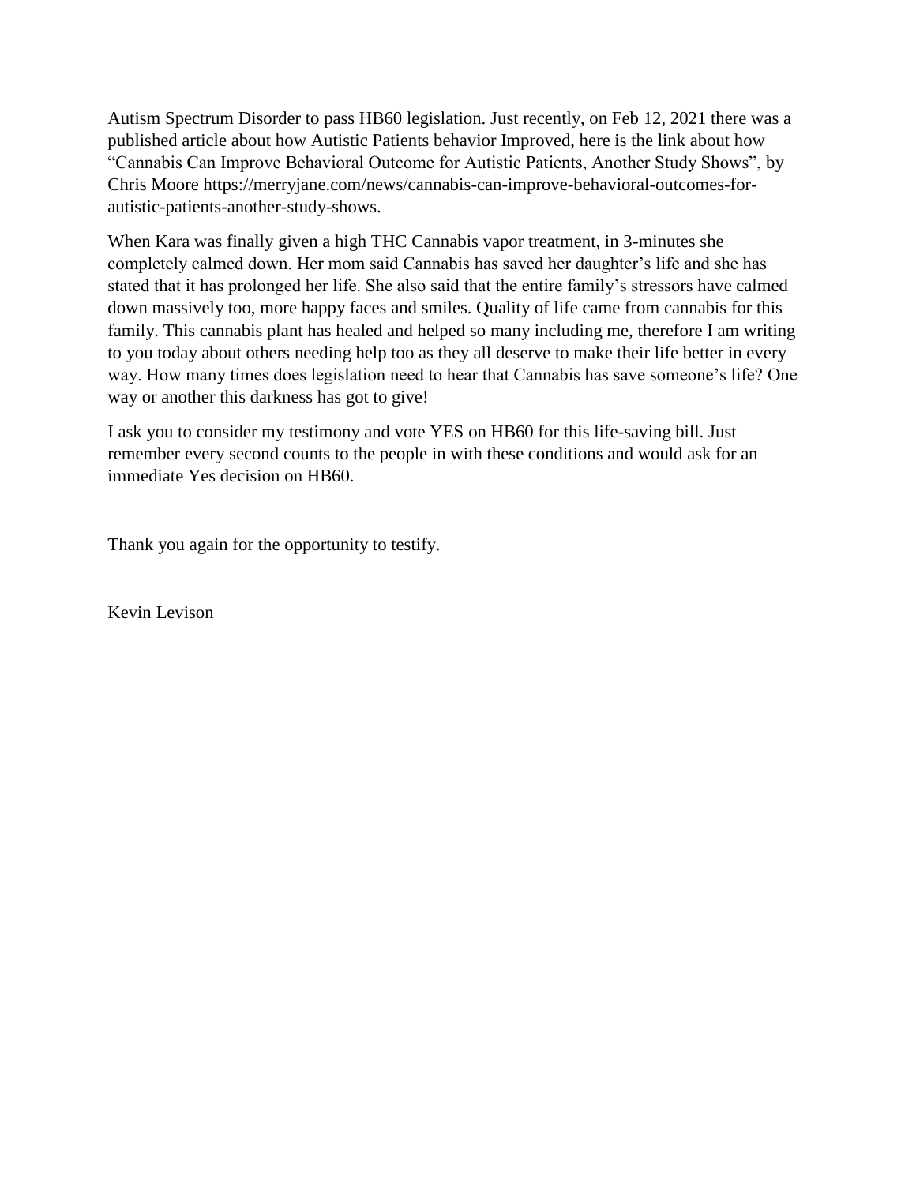Autism Spectrum Disorder to pass HB60 legislation. Just recently, on Feb 12, 2021 there was a published article about how Autistic Patients behavior Improved, here is the link about how "Cannabis Can Improve Behavioral Outcome for Autistic Patients, Another Study Shows", by Chris Moore https://merryjane.com/news/cannabis-can-improve-behavioral-outcomes-for-autistic-patients-another-study-shows.

When Kara was finally given a high THC Cannabis vapor treatment, in 3-minutes she completely calmed down. Her mom said Cannabis has saved her daughter's life and she has stated that it has prolonged her life. She also said that the entire family's stressors have calmed down massively too, more happy faces and smiles. Quality of life came from cannabis for this family. This cannabis plant has healed and helped so many including me, therefore I am writing to you today about others needing help too as they all deserve to make their life better in every way. How many times does legislation need to hear that Cannabis has save someone's life? One way or another this darkness has got to give!

I ask you to consider my testimony and vote YES on HB60 for this life-saving bill. Just remember every second counts to the people in with these conditions and would ask for an immediate Yes decision on HB60.

Thank you again for the opportunity to testify.

Kevin Levison